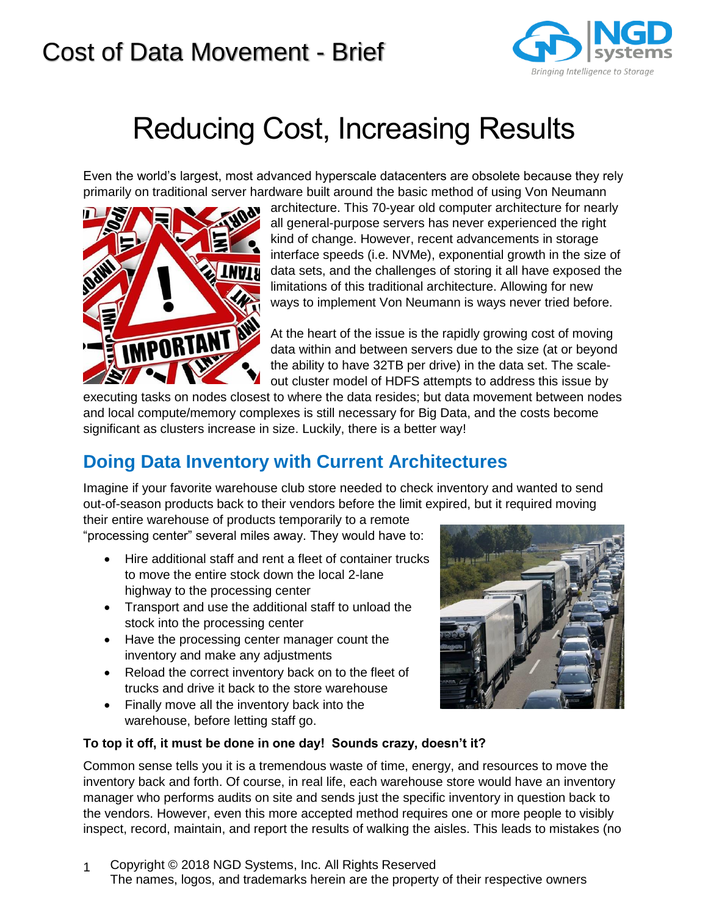# Cost of Data Movement - Brief

## Reducing Cost, Increasing Results

Even the world's largest, most advanced hyperscale datacenters are obsolete because they rely primarily on traditional server hardware built around the basic method of using Von Neumann architecture. This 70-year old computer architecture for nearly all general-purpose servers has never experienced the right kind of change. However, recent advancements in storage interface speeds (i.e. NVMe), exponential growth in the size of data sets, and the challenges of storing it all have exposed the limitations of this traditional architecture. Allowing for new ways to implement Von Neumann is ways never tried before.

At the heart of the issue is the rapidly growing cost of moving data within and between servers due to the size (at or beyond the ability to have 32TB per drive) in the data set. The scale-out cluster model of HDFS attempts to address this issue by executing tasks on nodes closest to where the data resides; but data movement between nodes and local compute/memory complexes is still necessary for Big Data, and the costs become significant as clusters increase in size. Luckily, there is a better way!

## Doing Data Inventory with Current Architectures

Imagine if your favorite warehouse club store needed to check inventory and wanted to send out-of-season products back to their vendors before the limit expired, but it required moving their entire warehouse of products temporarily to a remote "processing center" several miles away. They would have to:

- Hire additional staff and rent a fleet of container trucks to move the entire stock down the local 2-lane highway to the processing center
- Transport and use the additional staff to unload the stock into the processing center
- Have the processing center manager count the inventory and make any adjustments
- Reload the correct inventory back on to the fleet of trucks and drive it back to the store warehouse
- Finally move all the inventory back into the warehouse, before letting staff go.

**To top it off, it must be done in one day! Sounds crazy, doesn't it?**

Common sense tells you it is a tremendous waste of time, energy, and resources to move the inventory back and forth. Of course, in real life, each warehouse store would have an inventory manager who performs audits on site and sends just the specific inventory in question back to the vendors. However, even this more accepted method requires one or more people to visibly inspect, record, maintain, and report the results of walking the aisles. This leads to mistakes (no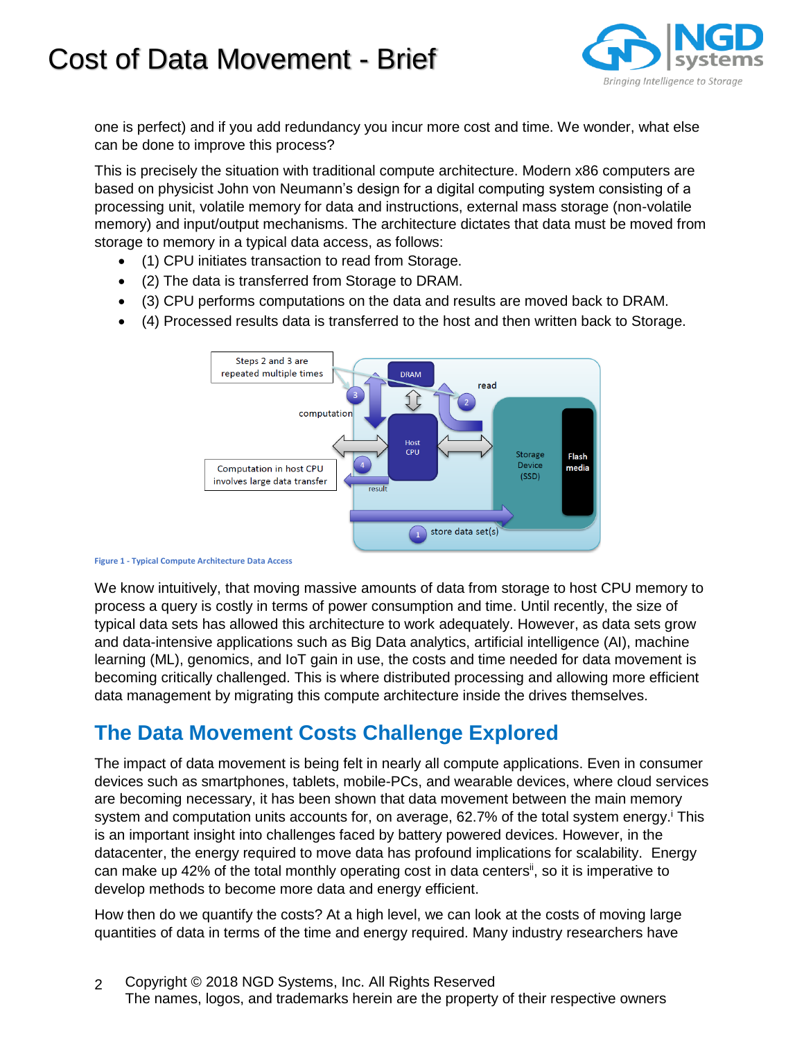one is perfect) and if you add redundancy you incur more cost and time. We wonder, what else can be done to improve this process?

This is precisely the situation with traditional compute architecture. Modern x86 computers are based on physicist John von Neumann's design for a digital computing system consisting of a processing unit, volatile memory for data and instructions, external mass storage (non-volatile memory) and input/output mechanisms. The architecture dictates that data must be moved from storage to memory in a typical data access, as follows:

- (1) CPU initiates transaction to read from Storage.
- (2) The data is transferred from Storage to DRAM.
- (3) CPU performs computations on the data and results are moved back to DRAM.
- (4) Processed results data is transferred to the host and then written back to Storage.

Figure 1 - Typical Compute Architecture Data Access

We know intuitively, that moving massive amounts of data from storage to host CPU memory to process a query is costly in terms of power consumption and time. Until recently, the size of typical data sets has allowed this architecture to work adequately. However, as data sets grow and data-intensive applications such as Big Data analytics, artificial intelligence (AI), machine learning (ML), genomics, and IoT gain in use, the costs and time needed for data movement is becoming critically challenged. This is where distributed processing and allowing more efficient data management by migrating this compute architecture inside the drives themselves.

## The Data Movement Costs Challenge Explored

The impact of data movement is being felt in nearly all compute applications. Even in consumer devices such as smartphones, tablets, mobile-PCs, and wearable devices, where cloud services are becoming necessary, it has been shown that data movement between the main memory system and computation units accounts for, on average, 62.7% of the total system energy.[i] This is an important insight into challenges faced by battery powered devices. However, in the datacenter, the energy required to move data has profound implications for scalability. Energy can make up 42% of the total monthly operating cost in data centers[ii], so it is imperative to develop methods to become more data and energy efficient.

How then do we quantify the costs? At a high level, we can look at the costs of moving large quantities of data in terms of the time and energy required. Many industry researchers have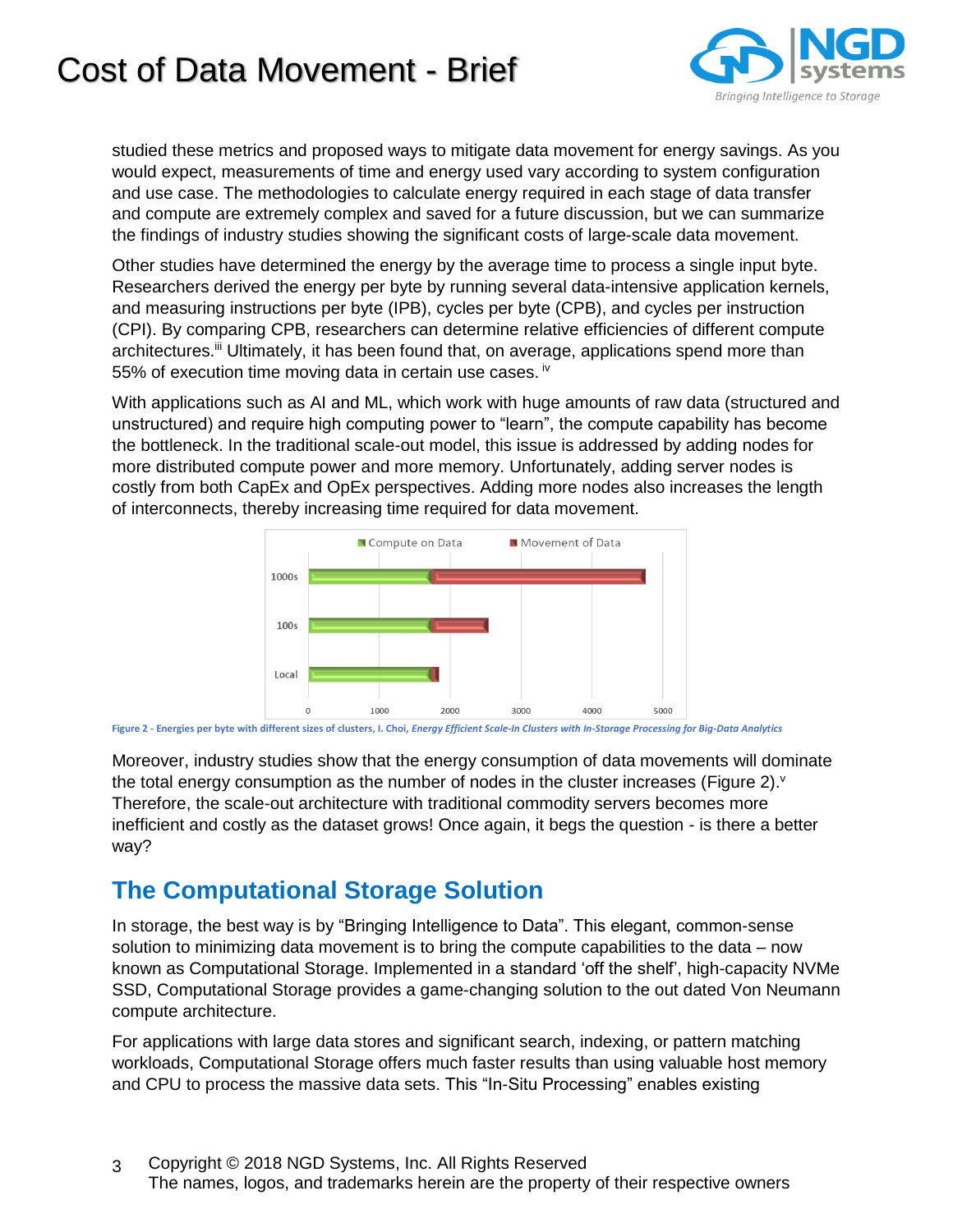studied these metrics and proposed ways to mitigate data movement for energy savings. As you would expect, measurements of time and energy used vary according to system configuration and use case. The methodologies to calculate energy required in each stage of data transfer and compute are extremely complex and saved for a future discussion, but we can summarize the findings of industry studies showing the significant costs of large-scale data movement.

Other studies have determined the energy by the average time to process a single input byte. Researchers derived the energy per byte by running several data-intensive application kernels, and measuring instructions per byte (IPB), cycles per byte (CPB), and cycles per instruction (CPI). By comparing CPB, researchers can determine relative efficiencies of different compute architectures.[iii] Ultimately, it has been found that, on average, applications spend more than 55% of execution time moving data in certain use cases.[iv]

With applications such as AI and ML, which work with huge amounts of raw data (structured and unstructured) and require high computing power to "learn", the compute capability has become the bottleneck. In the traditional scale-out model, this issue is addressed by adding nodes for more distributed compute power and more memory. Unfortunately, adding server nodes is costly from both CapEx and OpEx perspectives. Adding more nodes also increases the length of interconnects, thereby increasing time required for data movement.

Figure 2 - Energies per byte with different sizes of clusters, I. Choi, *Energy Efficient Scale-In Clusters with In-Storage Processing for Big-Data Analytics*

Moreover, industry studies show that the energy consumption of data movements will dominate the total energy consumption as the number of nodes in the cluster increases (Figure 2).[v] Therefore, the scale-out architecture with traditional commodity servers becomes more inefficient and costly as the dataset grows! Once again, it begs the question - is there a better way?

## The Computational Storage Solution

In storage, the best way is by "Bringing Intelligence to Data". This elegant, common-sense solution to minimizing data movement is to bring the compute capabilities to the data – now known as Computational Storage. Implemented in a standard 'off the shelf', high-capacity NVMe SSD, Computational Storage provides a game-changing solution to the out dated Von Neumann compute architecture.

For applications with large data stores and significant search, indexing, or pattern matching workloads, Computational Storage offers much faster results than using valuable host memory and CPU to process the massive data sets. This "In-Situ Processing" enables existing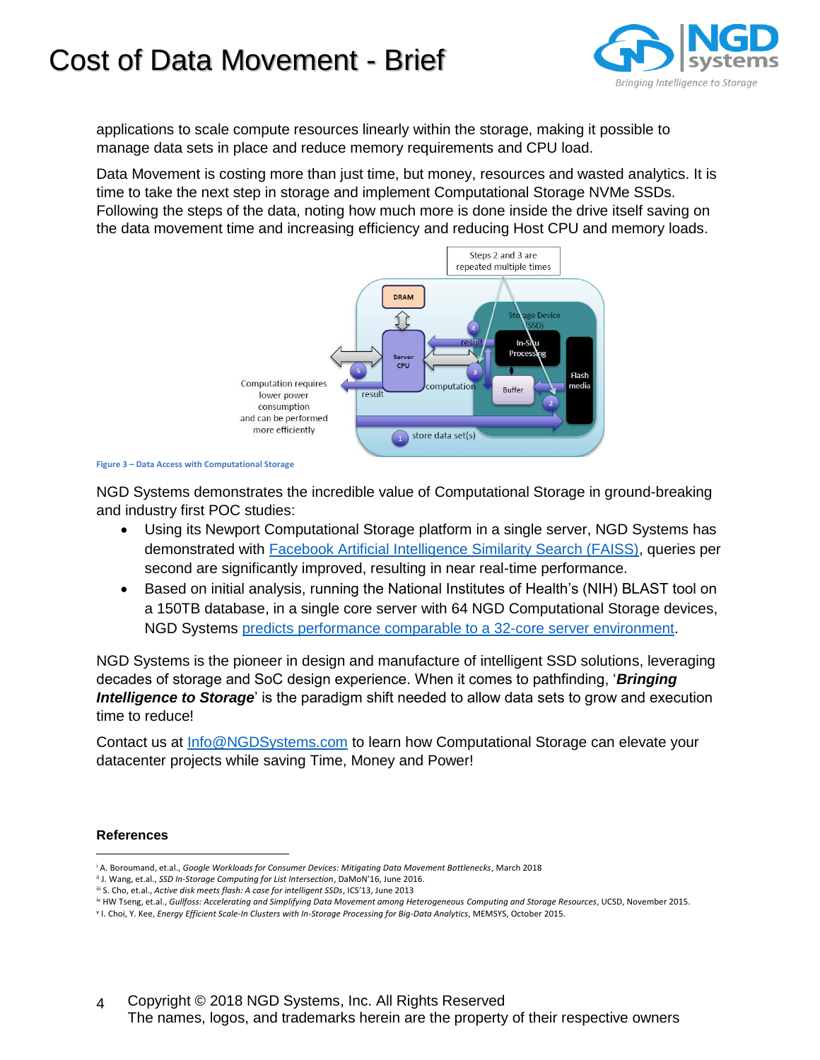applications to scale compute resources linearly within the storage, making it possible to manage data sets in place and reduce memory requirements and CPU load.

Data Movement is costing more than just time, but money, resources and wasted analytics. It is time to take the next step in storage and implement Computational Storage NVMe SSDs. Following the steps of the data, noting how much more is done inside the drive itself saving on the data movement time and increasing efficiency and reducing Host CPU and memory loads.

Steps 2 and 3 are repeated multiple times

DRAM

Storage Device (SSD)

Server CPU

result

In-Situ Processing

Flash media

computation

Buffer

result

Computation requires lower power consumption and can be performed more efficiently

store data set(s)

1 2 3 4 5

**Figure 3 – Data Access with Computational Storage**

NGD Systems demonstrates the incredible value of Computational Storage in ground-breaking and industry first POC studies:

- Using its Newport Computational Storage platform in a single server, NGD Systems has demonstrated with [Facebook Artificial Intelligence Similarity Search (FAISS)], queries per second are significantly improved, resulting in near real-time performance.
- Based on initial analysis, running the National Institutes of Health's (NIH) BLAST tool on a 150TB database, in a single core server with 64 NGD Computational Storage devices, NGD Systems [predicts performance comparable to a 32-core server environment].

NGD Systems is the pioneer in design and manufacture of intelligent SSD solutions, leveraging decades of storage and SoC design experience. When it comes to pathfinding, '***Bringing Intelligence to Storage***' is the paradigm shift needed to allow data sets to grow and execution time to reduce!

Contact us at Info@NGDSystems.com to learn how Computational Storage can elevate your datacenter projects while saving Time, Money and Power!

**References**

[i] A. Boroumand, et.al., *Google Workloads for Consumer Devices: Mitigating Data Movement Bottlenecks*, March 2018

[ii] J. Wang, et.al., *SSD In-Storage Computing for List Intersection*, DaMoN'16, June 2016.

[iii] S. Cho, et.al., *Active disk meets flash: A case for intelligent SSDs*, ICS'13, June 2013

[iv] HW Tseng, et.al., *Gullfoss: Accelerating and Simplifying Data Movement among Heterogeneous Computing and Storage Resources*, UCSD, November 2015.

[v] I. Choi, Y. Kee, *Energy Efficient Scale-In Clusters with In-Storage Processing for Big-Data Analytics*, MEMSYS, October 2015.